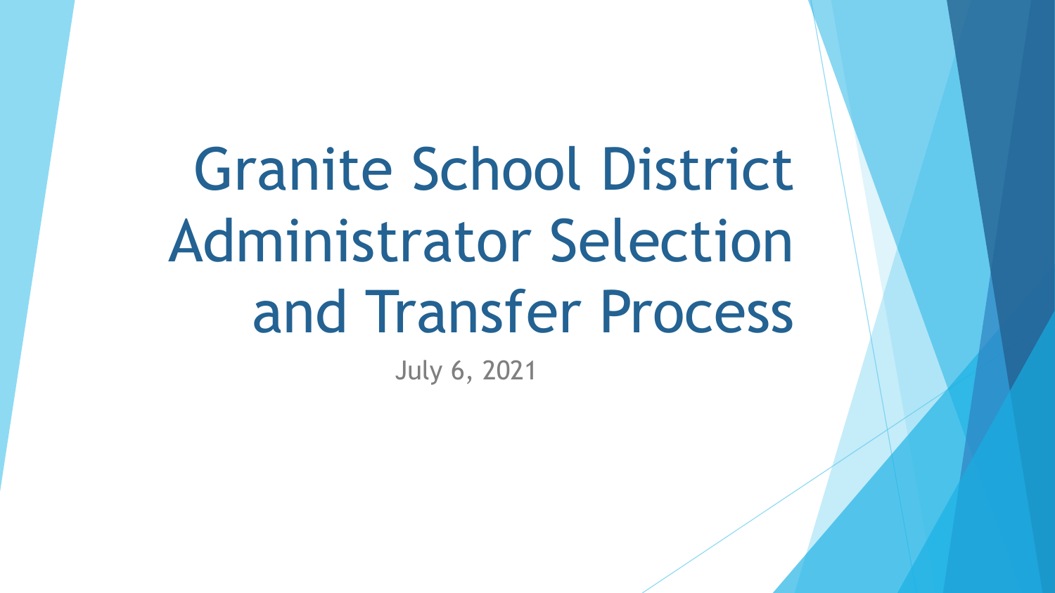# Granite School District Administrator Selection and Transfer Process

July 6, 2021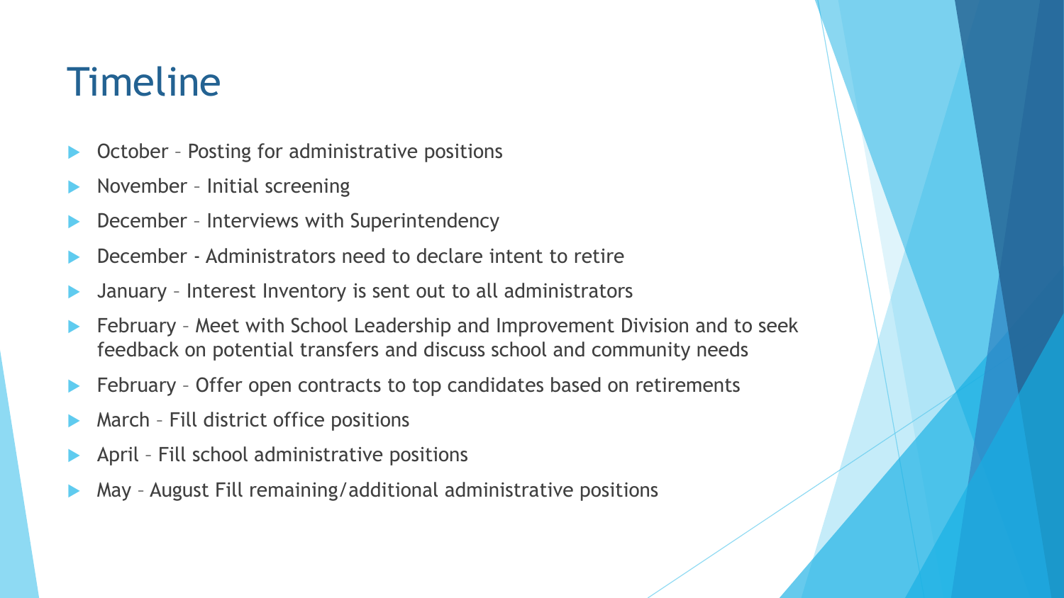# Timeline

- October – Posting for administrative positions
- November – Initial screening
- December – Interviews with Superintendency
- December - Administrators need to declare intent to retire
- January – Interest Inventory is sent out to all administrators
- February – Meet with School Leadership and Improvement Division and to seek feedback on potential transfers and discuss school and community needs
- February – Offer open contracts to top candidates based on retirements
- March – Fill district office positions
- April – Fill school administrative positions
- May – August Fill remaining/additional administrative positions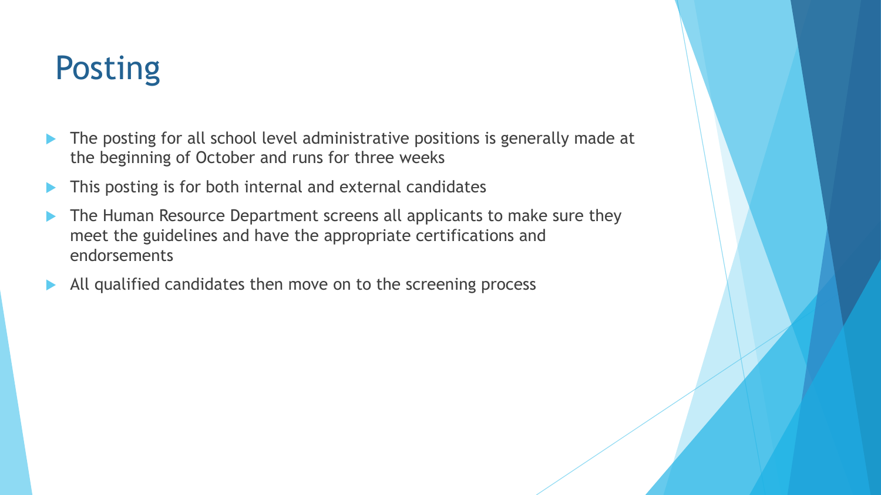# Posting

- The posting for all school level administrative positions is generally made at the beginning of October and runs for three weeks
- This posting is for both internal and external candidates
- The Human Resource Department screens all applicants to make sure they meet the guidelines and have the appropriate certifications and endorsements
- All qualified candidates then move on to the screening process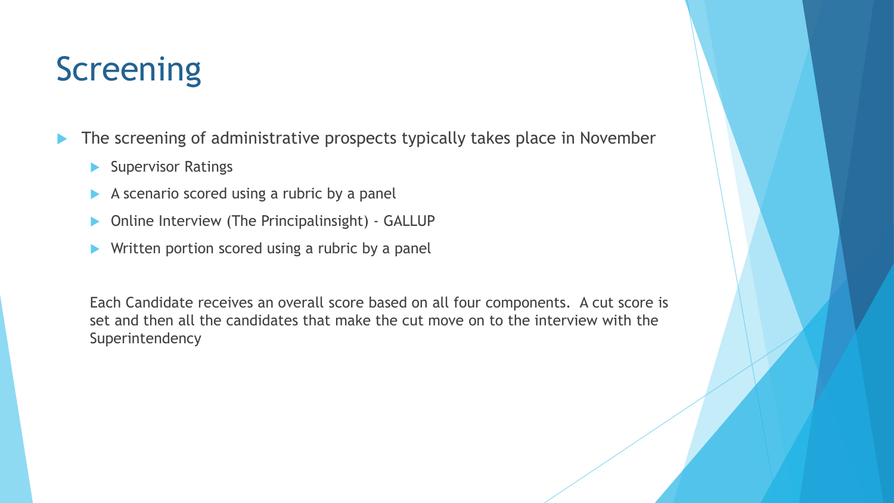# Screening

- The screening of administrative prospects typically takes place in November
  - Supervisor Ratings
  - A scenario scored using a rubric by a panel
  - Online Interview (The Principalinsight) - GALLUP
  - Written portion scored using a rubric by a panel

Each Candidate receives an overall score based on all four components. A cut score is set and then all the candidates that make the cut move on to the interview with the Superintendency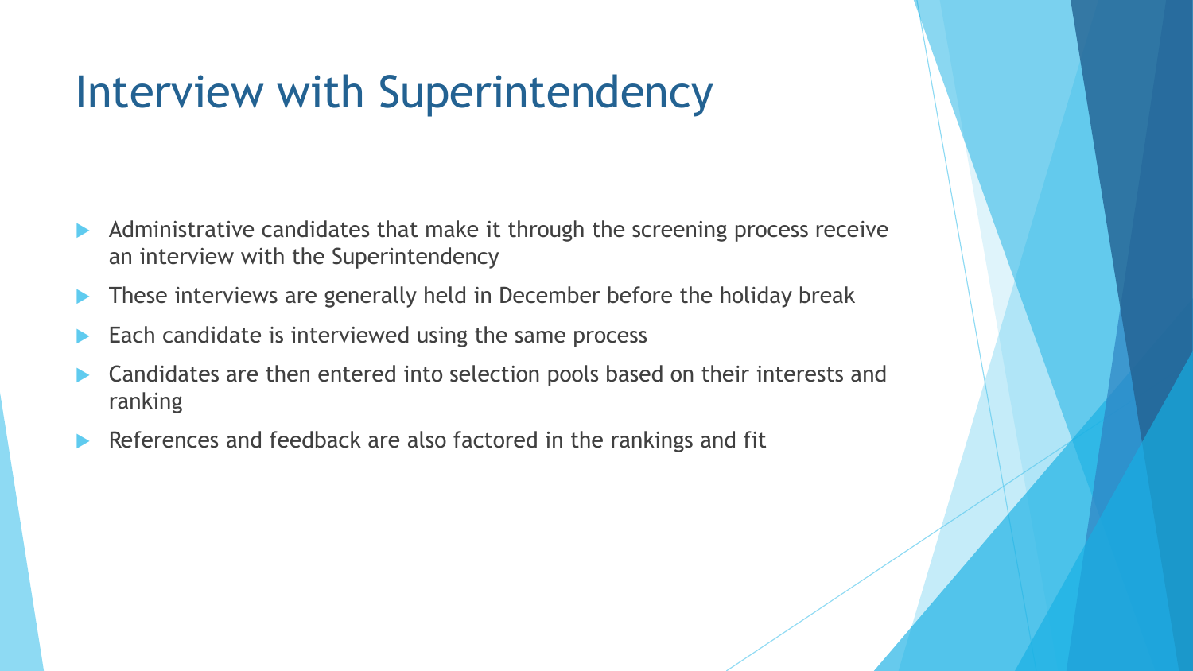# Interview with Superintendency

- Administrative candidates that make it through the screening process receive an interview with the Superintendency
- These interviews are generally held in December before the holiday break
- Each candidate is interviewed using the same process
- Candidates are then entered into selection pools based on their interests and ranking
- References and feedback are also factored in the rankings and fit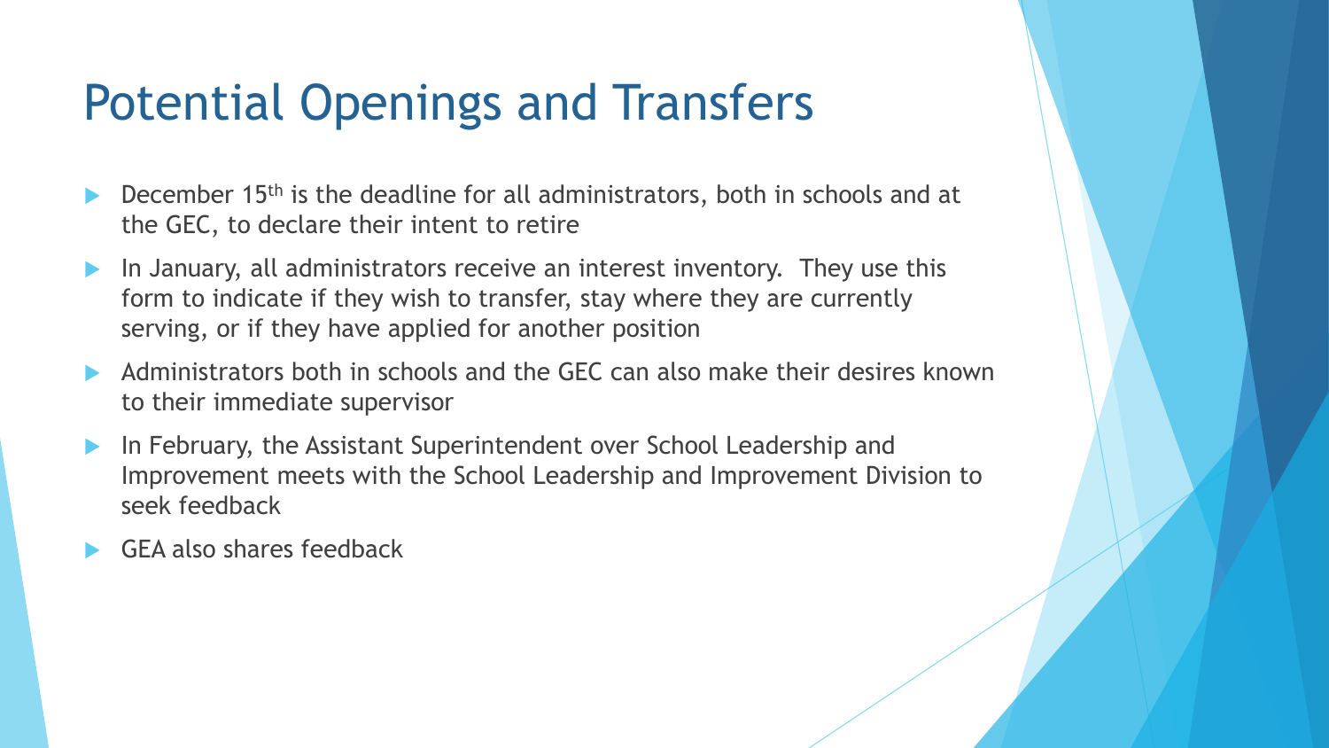# Potential Openings and Transfers

- December 15th is the deadline for all administrators, both in schools and at the GEC, to declare their intent to retire
- In January, all administrators receive an interest inventory. They use this form to indicate if they wish to transfer, stay where they are currently serving, or if they have applied for another position
- Administrators both in schools and the GEC can also make their desires known to their immediate supervisor
- In February, the Assistant Superintendent over School Leadership and Improvement meets with the School Leadership and Improvement Division to seek feedback
- GEA also shares feedback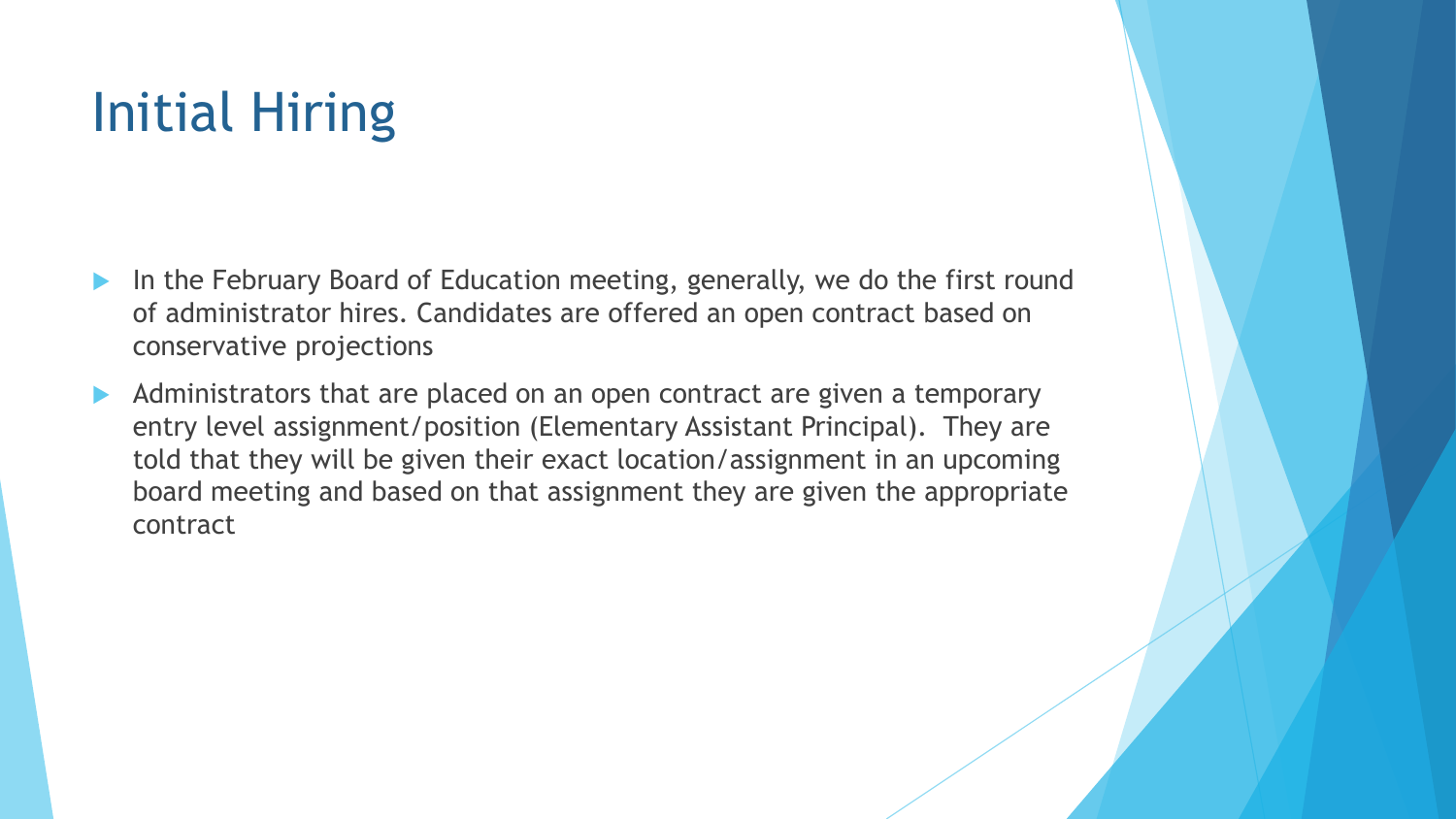# Initial Hiring

- In the February Board of Education meeting, generally, we do the first round of administrator hires. Candidates are offered an open contract based on conservative projections
- Administrators that are placed on an open contract are given a temporary entry level assignment/position (Elementary Assistant Principal). They are told that they will be given their exact location/assignment in an upcoming board meeting and based on that assignment they are given the appropriate contract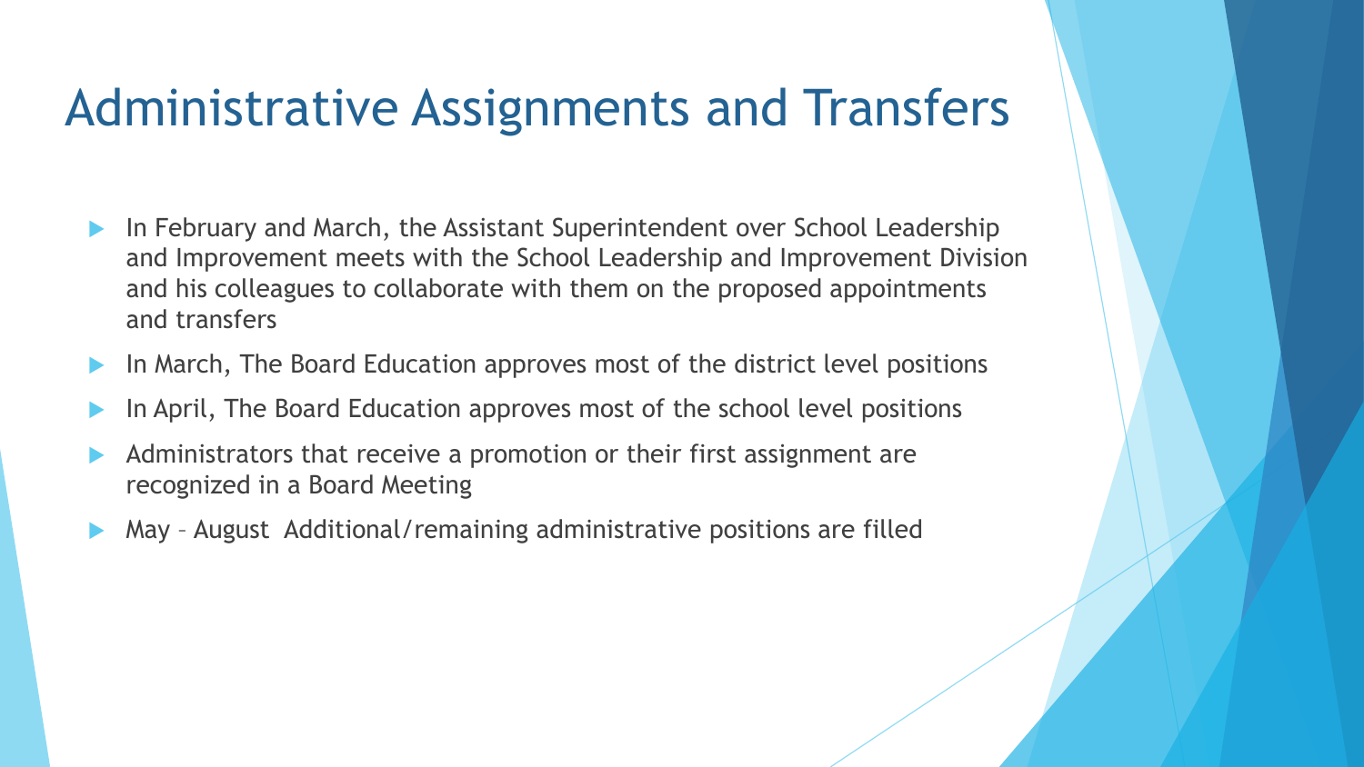# Administrative Assignments and Transfers

- In February and March, the Assistant Superintendent over School Leadership and Improvement meets with the School Leadership and Improvement Division and his colleagues to collaborate with them on the proposed appointments and transfers
- In March, The Board Education approves most of the district level positions
- In April, The Board Education approves most of the school level positions
- Administrators that receive a promotion or their first assignment are recognized in a Board Meeting
- May – August Additional/remaining administrative positions are filled